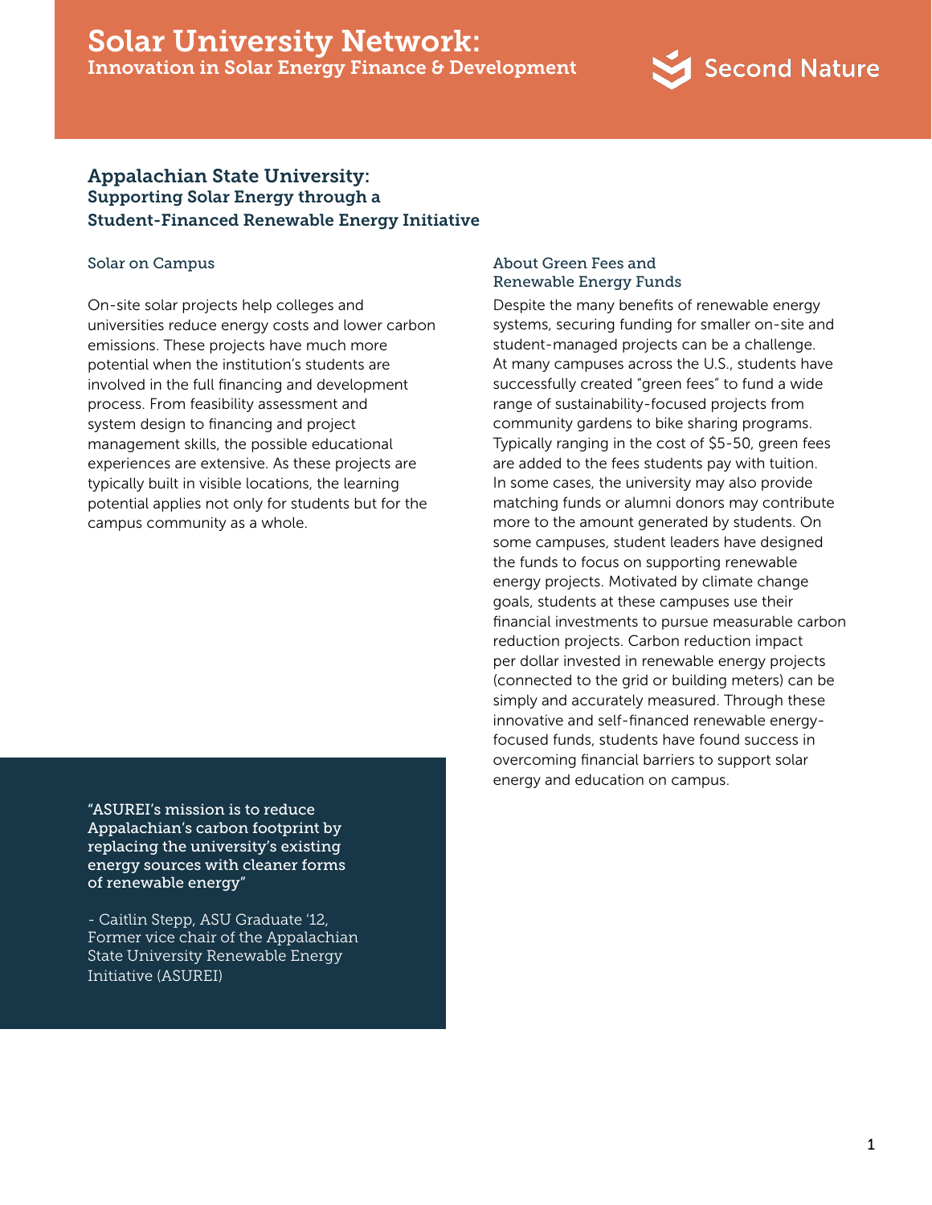# Solar University Network:
Innovation in Solar Energy Finance & Development

Second Nature

## Appalachian State University:
### Supporting Solar Energy through a Student-Financed Renewable Energy Initiative

### Solar on Campus

On-site solar projects help colleges and universities reduce energy costs and lower carbon emissions. These projects have much more potential when the institution's students are involved in the full financing and development process. From feasibility assessment and system design to financing and project management skills, the possible educational experiences are extensive. As these projects are typically built in visible locations, the learning potential applies not only for students but for the campus community as a whole.

> "ASUREI's mission is to reduce Appalachian's carbon footprint by replacing the university's existing energy sources with cleaner forms of renewable energy"
>
> - Caitlin Stepp, ASU Graduate '12, Former vice chair of the Appalachian State University Renewable Energy Initiative (ASUREI)

### About Green Fees and Renewable Energy Funds

Despite the many benefits of renewable energy systems, securing funding for smaller on-site and student-managed projects can be a challenge. At many campuses across the U.S., students have successfully created "green fees" to fund a wide range of sustainability-focused projects from community gardens to bike sharing programs. Typically ranging in the cost of $5-50, green fees are added to the fees students pay with tuition. In some cases, the university may also provide matching funds or alumni donors may contribute more to the amount generated by students. On some campuses, student leaders have designed the funds to focus on supporting renewable energy projects. Motivated by climate change goals, students at these campuses use their financial investments to pursue measurable carbon reduction projects. Carbon reduction impact per dollar invested in renewable energy projects (connected to the grid or building meters) can be simply and accurately measured. Through these innovative and self-financed renewable energy-focused funds, students have found success in overcoming financial barriers to support solar energy and education on campus.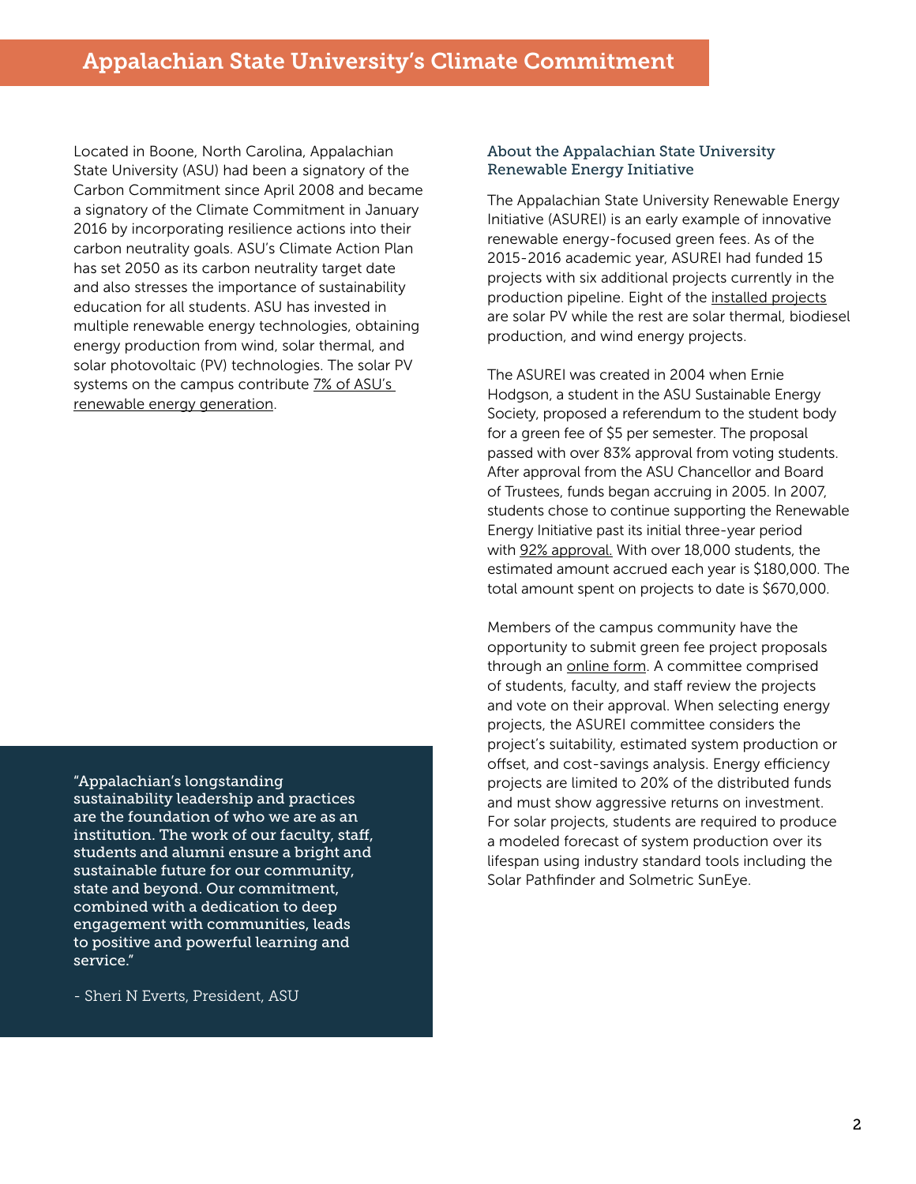## Appalachian State University's Climate Commitment

Located in Boone, North Carolina, Appalachian State University (ASU) had been a signatory of the Carbon Commitment since April 2008 and became a signatory of the Climate Commitment in January 2016 by incorporating resilience actions into their carbon neutrality goals. ASU's Climate Action Plan has set 2050 as its carbon neutrality target date and also stresses the importance of sustainability education for all students. ASU has invested in multiple renewable energy technologies, obtaining energy production from wind, solar thermal, and solar photovoltaic (PV) technologies. The solar PV systems on the campus contribute 7% of ASU's renewable energy generation.

> "Appalachian's longstanding sustainability leadership and practices are the foundation of who we are as an institution. The work of our faculty, staff, students and alumni ensure a bright and sustainable future for our community, state and beyond. Our commitment, combined with a dedication to deep engagement with communities, leads to positive and powerful learning and service."
>
> \- Sheri N Everts, President, ASU

### About the Appalachian State University Renewable Energy Initiative

The Appalachian State University Renewable Energy Initiative (ASUREI) is an early example of innovative renewable energy-focused green fees. As of the 2015-2016 academic year, ASUREI had funded 15 projects with six additional projects currently in the production pipeline. Eight of the installed projects are solar PV while the rest are solar thermal, biodiesel production, and wind energy projects.

The ASUREI was created in 2004 when Ernie Hodgson, a student in the ASU Sustainable Energy Society, proposed a referendum to the student body for a green fee of $5 per semester. The proposal passed with over 83% approval from voting students. After approval from the ASU Chancellor and Board of Trustees, funds began accruing in 2005. In 2007, students chose to continue supporting the Renewable Energy Initiative past its initial three-year period with 92% approval. With over 18,000 students, the estimated amount accrued each year is $180,000. The total amount spent on projects to date is $670,000.

Members of the campus community have the opportunity to submit green fee project proposals through an online form. A committee comprised of students, faculty, and staff review the projects and vote on their approval. When selecting energy projects, the ASUREI committee considers the project's suitability, estimated system production or offset, and cost-savings analysis. Energy efficiency projects are limited to 20% of the distributed funds and must show aggressive returns on investment. For solar projects, students are required to produce a modeled forecast of system production over its lifespan using industry standard tools including the Solar Pathfinder and Solmetric SunEye.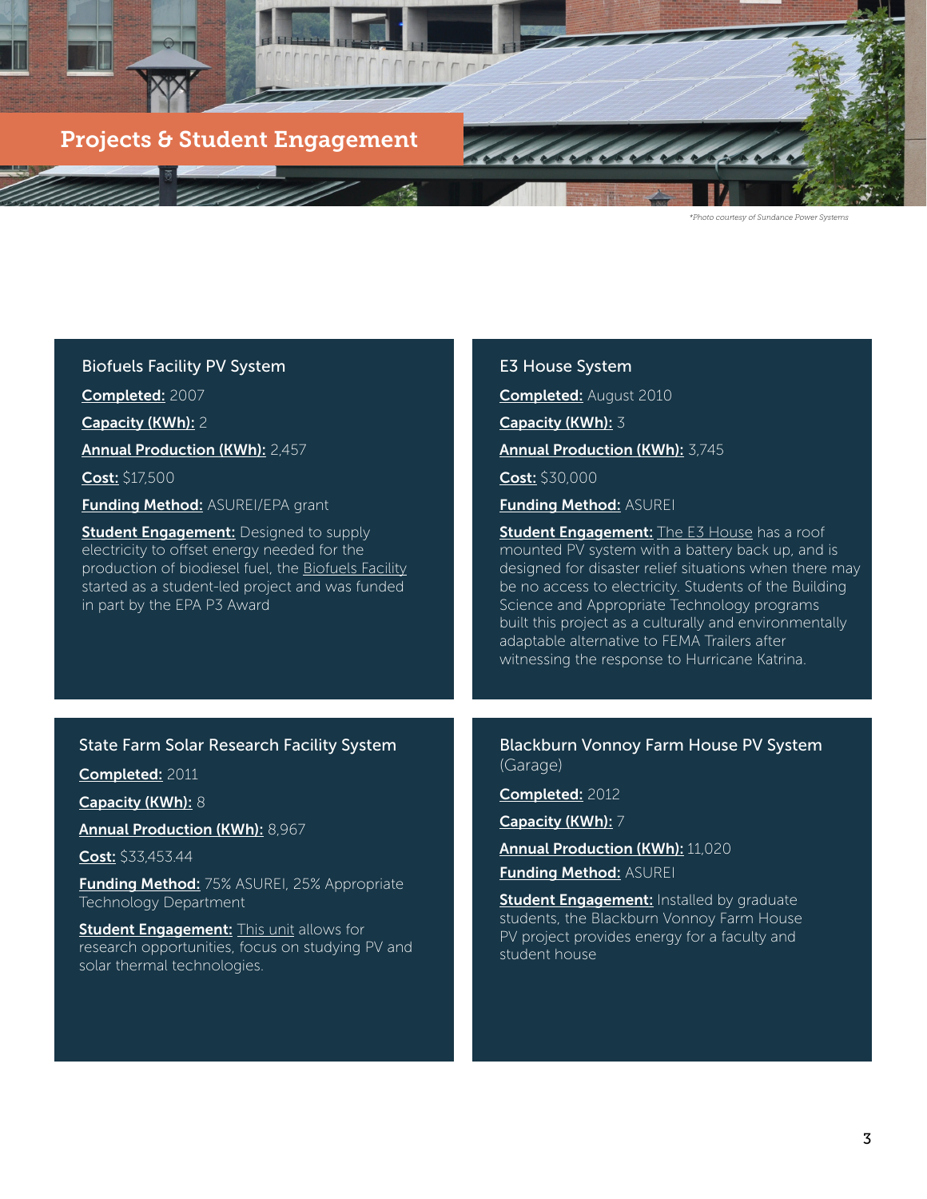# Projects & Student Engagement

*Photo courtesy of Sundance Power Systems

### Biofuels Facility PV System

**Completed:** 2007

**Capacity (KWh):** 2

**Annual Production (KWh):** 2,457

**Cost:** $17,500

**Funding Method:** ASUREI/EPA grant

**Student Engagement:** Designed to supply electricity to offset energy needed for the production of biodiesel fuel, the Biofuels Facility started as a student-led project and was funded in part by the EPA P3 Award

### E3 House System

**Completed:** August 2010

**Capacity (KWh):** 3

**Annual Production (KWh):** 3,745

**Cost:** $30,000

**Funding Method:** ASUREI

**Student Engagement:** The E3 House has a roof mounted PV system with a battery back up, and is designed for disaster relief situations when there may be no access to electricity. Students of the Building Science and Appropriate Technology programs built this project as a culturally and environmentally adaptable alternative to FEMA Trailers after witnessing the response to Hurricane Katrina.

### State Farm Solar Research Facility System

**Completed:** 2011

**Capacity (KWh):** 8

**Annual Production (KWh):** 8,967

**Cost:** $33,453.44

**Funding Method:** 75% ASUREI, 25% Appropriate Technology Department

**Student Engagement:** This unit allows for research opportunities, focus on studying PV and solar thermal technologies.

### Blackburn Vonnoy Farm House PV System (Garage)

**Completed:** 2012

**Capacity (KWh):** 7

**Annual Production (KWh):** 11,020

**Funding Method:** ASUREI

**Student Engagement:** Installed by graduate students, the Blackburn Vonnoy Farm House PV project provides energy for a faculty and student house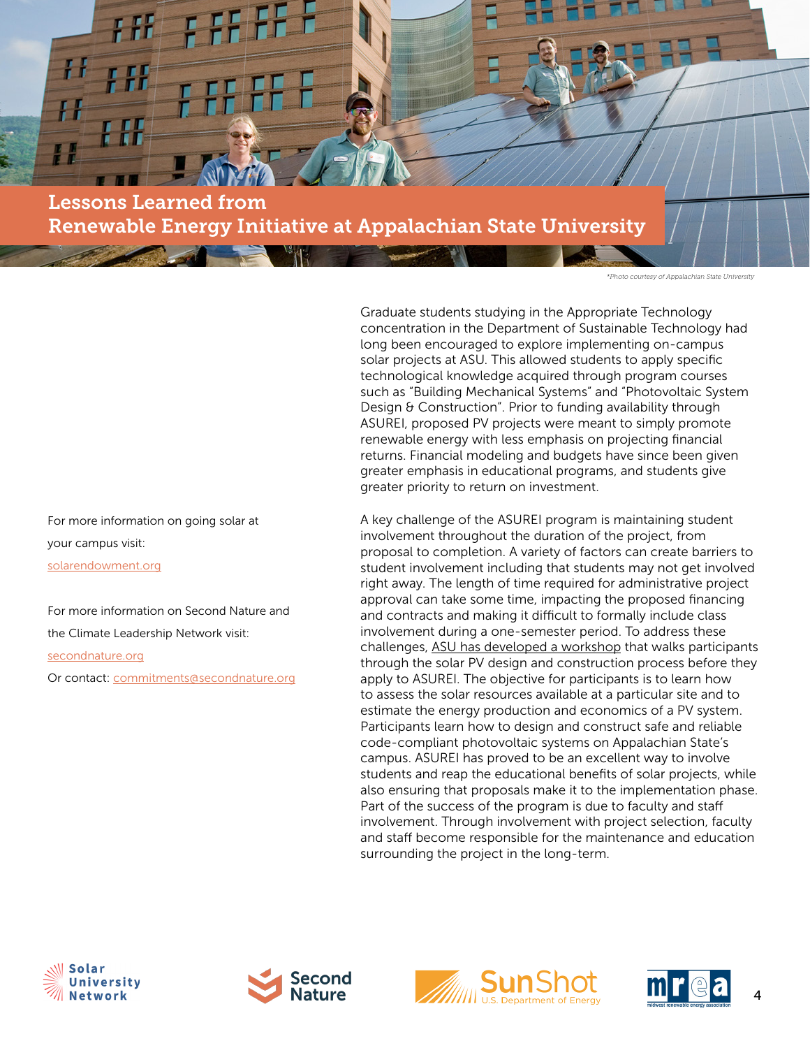# Lessons Learned from Renewable Energy Initiative at Appalachian State University

*Photo courtesy of Appalachian State University

Graduate students studying in the Appropriate Technology concentration in the Department of Sustainable Technology had long been encouraged to explore implementing on-campus solar projects at ASU. This allowed students to apply specific technological knowledge acquired through program courses such as “Building Mechanical Systems” and “Photovoltaic System Design & Construction”. Prior to funding availability through ASUREI, proposed PV projects were meant to simply promote renewable energy with less emphasis on projecting financial returns. Financial modeling and budgets have since been given greater emphasis in educational programs, and students give greater priority to return on investment.

A key challenge of the ASUREI program is maintaining student involvement throughout the duration of the project, from proposal to completion. A variety of factors can create barriers to student involvement including that students may not get involved right away. The length of time required for administrative project approval can take some time, impacting the proposed financing and contracts and making it difficult to formally include class involvement during a one-semester period. To address these challenges, ASU has developed a workshop that walks participants through the solar PV design and construction process before they apply to ASUREI. The objective for participants is to learn how to assess the solar resources available at a particular site and to estimate the energy production and economics of a PV system. Participants learn how to design and construct safe and reliable code-compliant photovoltaic systems on Appalachian State’s campus. ASUREI has proved to be an excellent way to involve students and reap the educational benefits of solar projects, while also ensuring that proposals make it to the implementation phase. Part of the success of the program is due to faculty and staff involvement. Through involvement with project selection, faculty and staff become responsible for the maintenance and education surrounding the project in the long-term.

For more information on going solar at your campus visit:
solarendowment.org

For more information on Second Nature and the Climate Leadership Network visit:
secondnature.org
Or contact: commitments@secondnature.org

Solar University Network | Second Nature | SunShot U.S. Department of Energy | mrea midwest renewable energy association